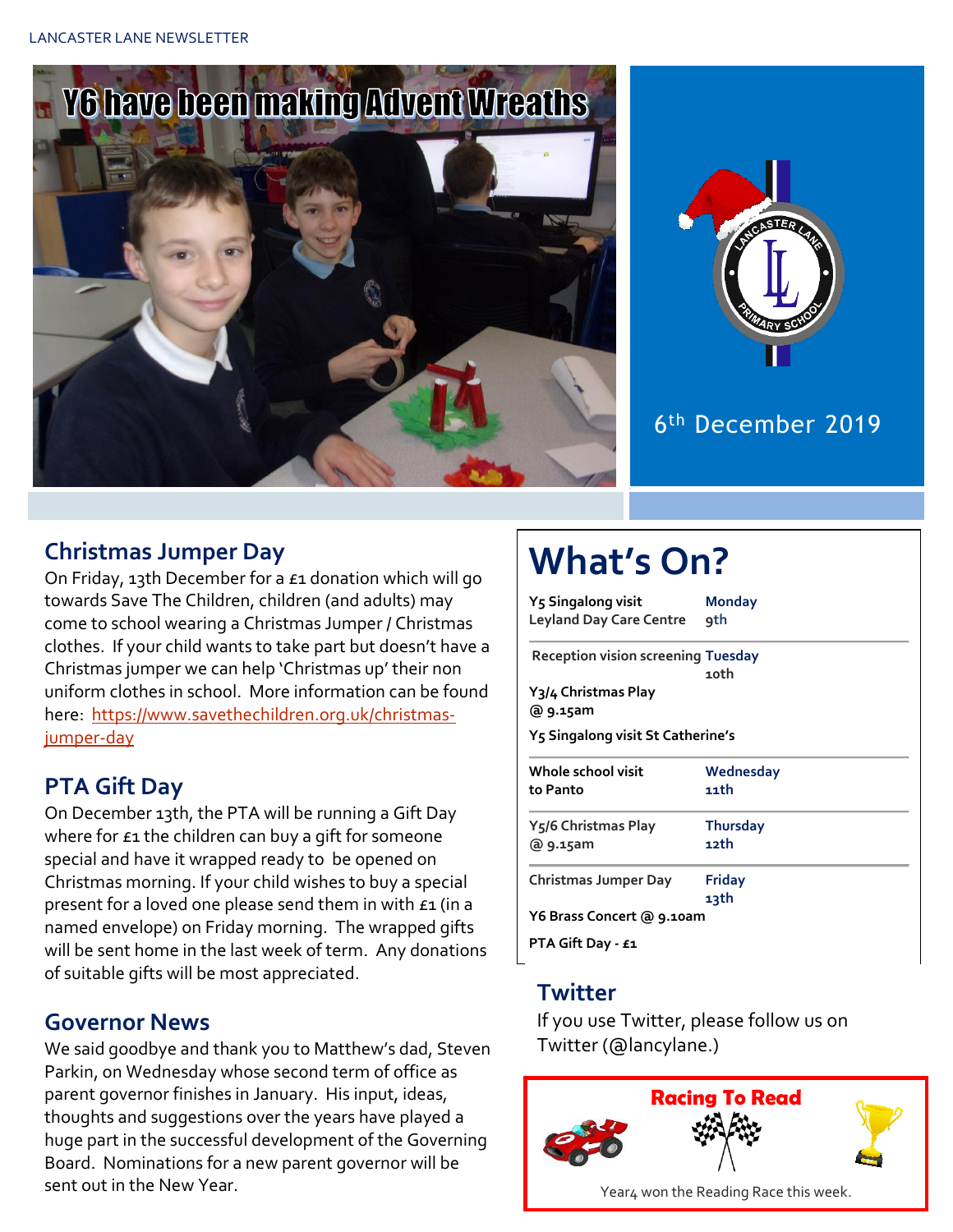# Y6 have been making Advent Wreaths

6th December 2019

## Christmas Jumper Day

On Friday, 13th December for a £1 donation which will go towards Save The Children, children (and adults) may come to school wearing a Christmas Jumper / Christmas clothes. If your child wants to take part but doesn't have a Christmas jumper we can help 'Christmas up' their non uniform clothes in school. More information can be found here: https://www.savethechildren.org.uk/christmas-jumper-day

## PTA Gift Day

On December 13th, the PTA will be running a Gift Day where for £1 the children can buy a gift for someone special and have it wrapped ready to be opened on Christmas morning. If your child wishes to buy a special present for a loved one please send them in with £1 (in a named envelope) on Friday morning. The wrapped gifts will be sent home in the last week of term. Any donations of suitable gifts will be most appreciated.

## Governor News

We said goodbye and thank you to Matthew's dad, Steven Parkin, on Wednesday whose second term of office as parent governor finishes in January. His input, ideas, thoughts and suggestions over the years have played a huge part in the successful development of the Governing Board. Nominations for a new parent governor will be sent out in the New Year.

## What's On?

| Event | Day |
|---|---|
| **Y5 Singalong visit Leyland Day Care Centre** | **Monday 9th** |
| **Reception vision screening** | **Tuesday 10th** |
| **Y3/4 Christmas Play @ 9.15am** | |
| **Y5 Singalong visit St Catherine's** | |
| **Whole school visit to Panto** | **Wednesday 11th** |
| **Y5/6 Christmas Play @ 9.15am** | **Thursday 12th** |
| **Christmas Jumper Day** | **Friday 13th** |
| **Y6 Brass Concert @ 9.10am** | |
| **PTA Gift Day - £1** | |

## Twitter

If you use Twitter, please follow us on Twitter (@lancylane.)

## Racing To Read

Year4 won the Reading Race this week.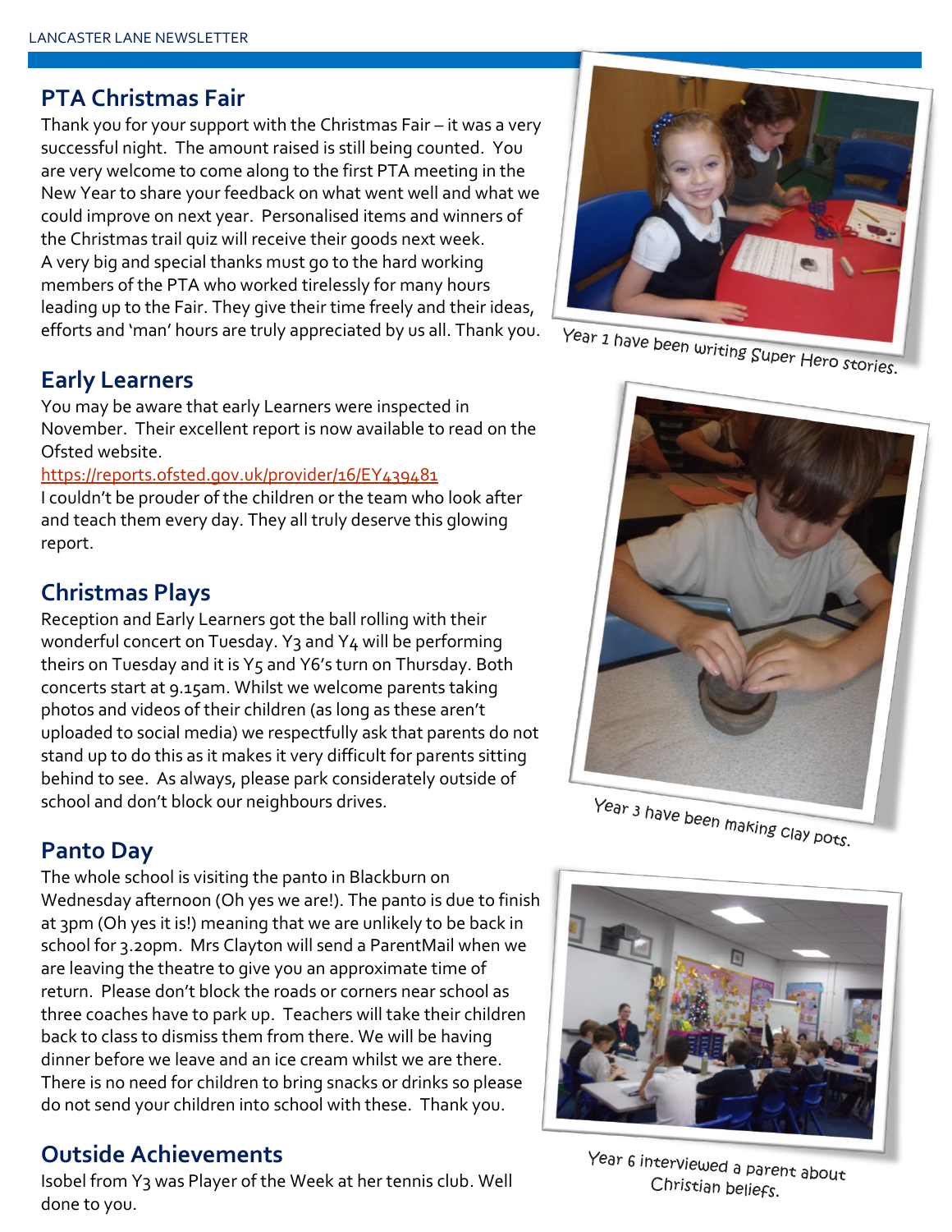## PTA Christmas Fair

Thank you for your support with the Christmas Fair – it was a very successful night. The amount raised is still being counted. You are very welcome to come along to the first PTA meeting in the New Year to share your feedback on what went well and what we could improve on next year. Personalised items and winners of the Christmas trail quiz will receive their goods next week. A very big and special thanks must go to the hard working members of the PTA who worked tirelessly for many hours leading up to the Fair. They give their time freely and their ideas, efforts and 'man' hours are truly appreciated by us all. Thank you.

## Early Learners

You may be aware that early Learners were inspected in November. Their excellent report is now available to read on the Ofsted website.

https://reports.ofsted.gov.uk/provider/16/EY439481

I couldn't be prouder of the children or the team who look after and teach them every day. They all truly deserve this glowing report.

## Christmas Plays

Reception and Early Learners got the ball rolling with their wonderful concert on Tuesday. Y3 and Y4 will be performing theirs on Tuesday and it is Y5 and Y6's turn on Thursday. Both concerts start at 9.15am. Whilst we welcome parents taking photos and videos of their children (as long as these aren't uploaded to social media) we respectfully ask that parents do not stand up to do this as it makes it very difficult for parents sitting behind to see. As always, please park considerately outside of school and don't block our neighbours drives.

## Panto Day

The whole school is visiting the panto in Blackburn on Wednesday afternoon (Oh yes we are!). The panto is due to finish at 3pm (Oh yes it is!) meaning that we are unlikely to be back in school for 3.20pm. Mrs Clayton will send a ParentMail when we are leaving the theatre to give you an approximate time of return. Please don't block the roads or corners near school as three coaches have to park up. Teachers will take their children back to class to dismiss them from there. We will be having dinner before we leave and an ice cream whilst we are there. There is no need for children to bring snacks or drinks so please do not send your children into school with these. Thank you.

## Outside Achievements

Isobel from Y3 was Player of the Week at her tennis club. Well done to you.

Year 1 have been writing Super Hero stories.

Year 3 have been making clay pots.

Year 6 interviewed a parent about Christian beliefs.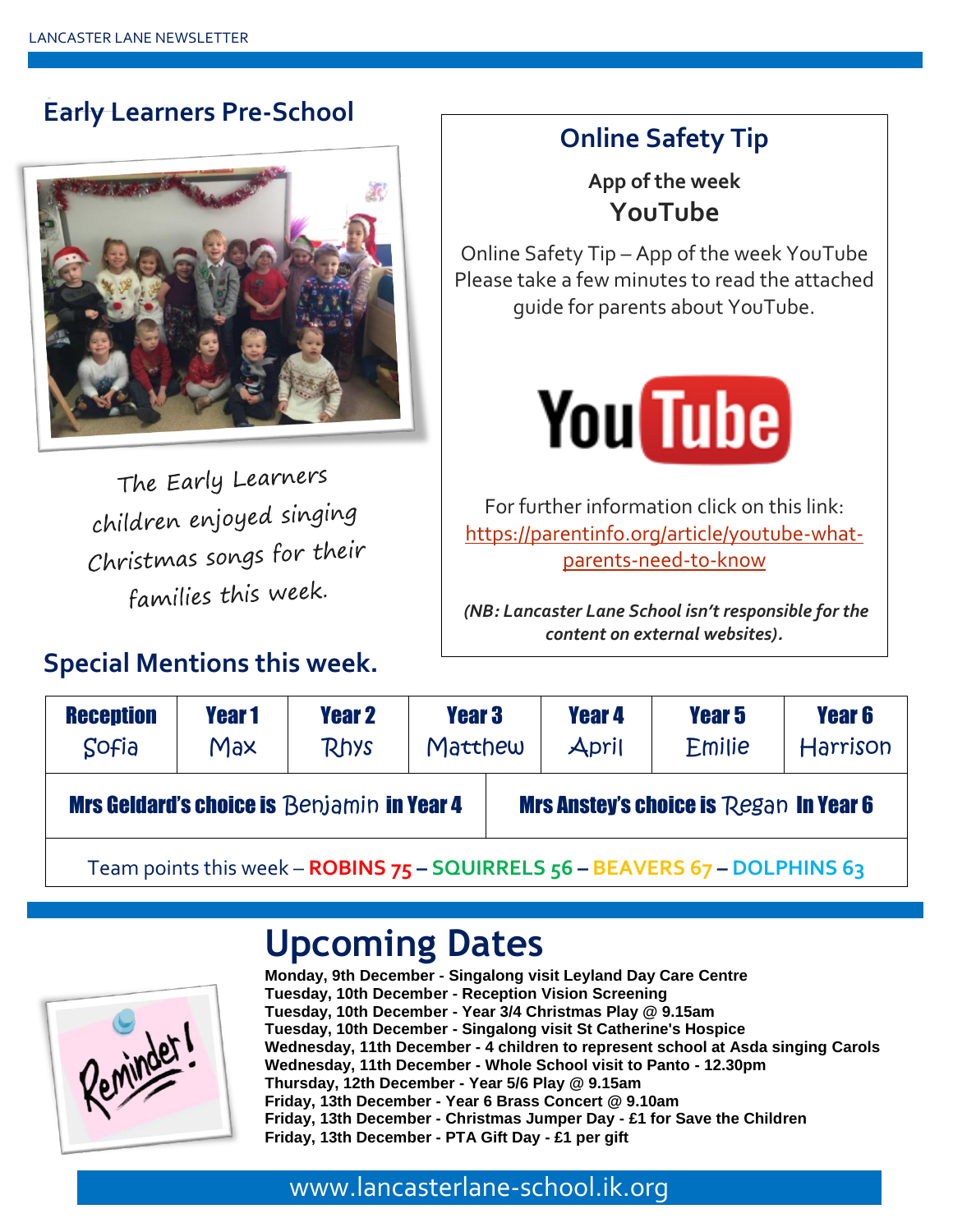## Early Learners Pre-School

The Early Learners children enjoyed singing Christmas songs for their families this week.

## Online Safety Tip

**App of the week**
**YouTube**

Online Safety Tip – App of the week YouTube Please take a few minutes to read the attached guide for parents about YouTube.

For further information click on this link: https://parentinfo.org/article/youtube-what-parents-need-to-know

***(NB: Lancaster Lane School isn't responsible for the content on external websites).***

## Special Mentions this week.

| Reception | Year 1 | Year 2 | Year 3 | Year 4 | Year 5 | Year 6 |
|---|---|---|---|---|---|---|
| Sofia | Max | Rhys | Matthew | April | Emilie | Harrison |
| **Mrs Geldard's choice is** Benjamin **in Year 4** | | | | **Mrs Anstey's choice is** Regan **In Year 6** | | |
| Team points this week – **ROBINS 75** – **SQUIRRELS 56** – **BEAVERS 67** – **DOLPHINS 63** | | | | | | |

## Upcoming Dates

**Monday, 9th December - Singalong visit Leyland Day Care Centre**
**Tuesday, 10th December - Reception Vision Screening**
**Tuesday, 10th December - Year 3/4 Christmas Play @ 9.15am**
**Tuesday, 10th December - Singalong visit St Catherine's Hospice**
**Wednesday, 11th December - 4 children to represent school at Asda singing Carols**
**Wednesday, 11th December - Whole School visit to Panto - 12.30pm**
**Thursday, 12th December - Year 5/6 Play @ 9.15am**
**Friday, 13th December - Year 6 Brass Concert @ 9.10am**
**Friday, 13th December - Christmas Jumper Day - £1 for Save the Children**
**Friday, 13th December - PTA Gift Day - £1 per gift**

www.lancasterlane-school.ik.org